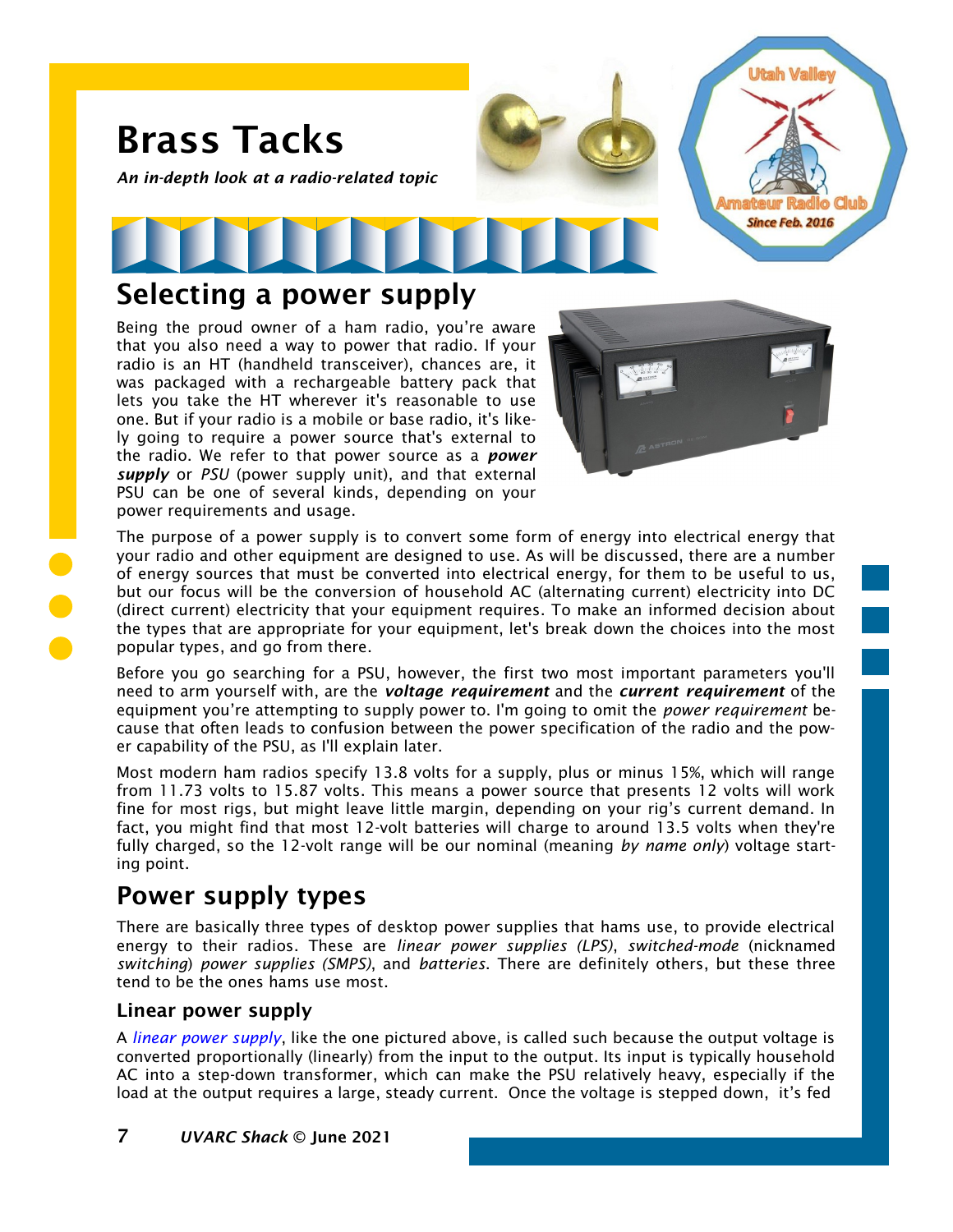# Brass Tacks

***An in-depth look at a radio-related topic***

## Selecting a power supply

Being the proud owner of a ham radio, you're aware that you also need a way to power that radio. If your radio is an HT (handheld transceiver), chances are, it was packaged with a rechargeable battery pack that lets you take the HT wherever it's reasonable to use one. But if your radio is a mobile or base radio, it's likely going to require a power source that's external to the radio. We refer to that power source as a ***power supply*** or *PSU* (power supply unit), and that external PSU can be one of several kinds, depending on your power requirements and usage.

The purpose of a power supply is to convert some form of energy into electrical energy that your radio and other equipment are designed to use. As will be discussed, there are a number of energy sources that must be converted into electrical energy, for them to be useful to us, but our focus will be the conversion of household AC (alternating current) electricity into DC (direct current) electricity that your equipment requires. To make an informed decision about the types that are appropriate for your equipment, let's break down the choices into the most popular types, and go from there.

Before you go searching for a PSU, however, the first two most important parameters you'll need to arm yourself with, are the ***voltage requirement*** and the ***current requirement*** of the equipment you're attempting to supply power to. I'm going to omit the *power requirement* because that often leads to confusion between the power specification of the radio and the power capability of the PSU, as I'll explain later.

Most modern ham radios specify 13.8 volts for a supply, plus or minus 15%, which will range from 11.73 volts to 15.87 volts. This means a power source that presents 12 volts will work fine for most rigs, but might leave little margin, depending on your rig's current demand. In fact, you might find that most 12-volt batteries will charge to around 13.5 volts when they're fully charged, so the 12-volt range will be our nominal (meaning *by name only*) voltage starting point.

## Power supply types

There are basically three types of desktop power supplies that hams use, to provide electrical energy to their radios. These are *linear power supplies (LPS)*, *switched-mode* (nicknamed *switching*) *power supplies (SMPS)*, and *batteries*. There are definitely others, but these three tend to be the ones hams use most.

### Linear power supply

A *linear power supply*, like the one pictured above, is called such because the output voltage is converted proportionally (linearly) from the input to the output. Its input is typically household AC into a step-down transformer, which can make the PSU relatively heavy, especially if the load at the output requires a large, steady current. Once the voltage is stepped down, it's fed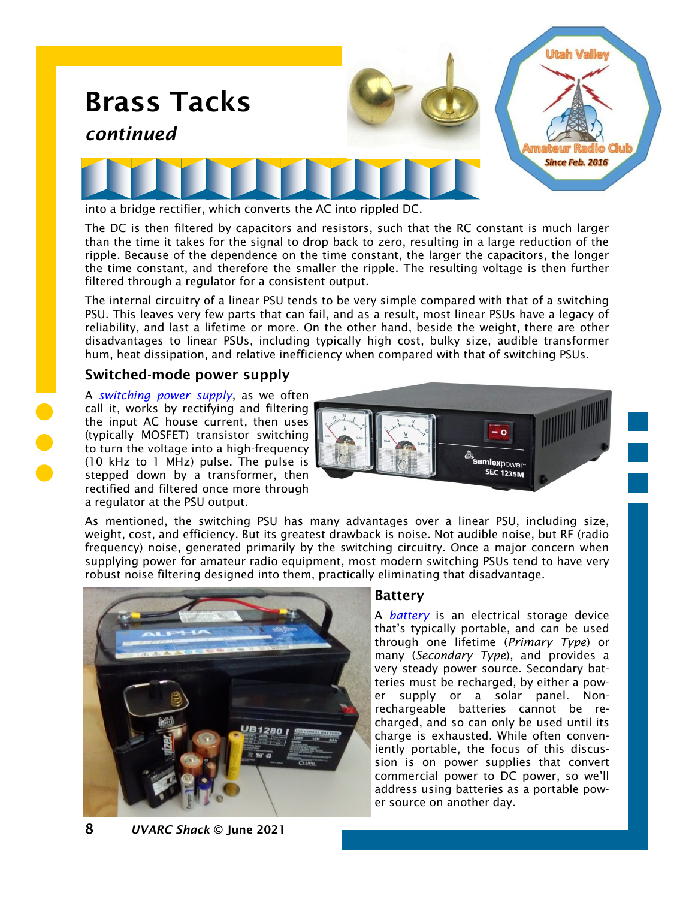# Brass Tacks

*continued*

into a bridge rectifier, which converts the AC into rippled DC.

The DC is then filtered by capacitors and resistors, such that the RC constant is much larger than the time it takes for the signal to drop back to zero, resulting in a large reduction of the ripple. Because of the dependence on the time constant, the larger the capacitors, the longer the time constant, and therefore the smaller the ripple. The resulting voltage is then further filtered through a regulator for a consistent output.

The internal circuitry of a linear PSU tends to be very simple compared with that of a switching PSU. This leaves very few parts that can fail, and as a result, most linear PSUs have a legacy of reliability, and last a lifetime or more. On the other hand, beside the weight, there are other disadvantages to linear PSUs, including typically high cost, bulky size, audible transformer hum, heat dissipation, and relative inefficiency when compared with that of switching PSUs.

### Switched-mode power supply

A *switching power supply*, as we often call it, works by rectifying and filtering the input AC house current, then uses (typically MOSFET) transistor switching to turn the voltage into a high-frequency (10 kHz to 1 MHz) pulse. The pulse is stepped down by a transformer, then rectified and filtered once more through a regulator at the PSU output.

As mentioned, the switching PSU has many advantages over a linear PSU, including size, weight, cost, and efficiency. But its greatest drawback is noise. Not audible noise, but RF (radio frequency) noise, generated primarily by the switching circuitry. Once a major concern when supplying power for amateur radio equipment, most modern switching PSUs tend to have very robust noise filtering designed into them, practically eliminating that disadvantage.

### Battery

A *battery* is an electrical storage device that's typically portable, and can be used through one lifetime (*Primary Type*) or many (*Secondary Type*), and provides a very steady power source. Secondary batteries must be recharged, by either a power supply or a solar panel. Non-rechargeable batteries cannot be recharged, and so can only be used until its charge is exhausted. While often conveniently portable, the focus of this discussion is on power supplies that convert commercial power to DC power, so we'll address using batteries as a portable power source on another day.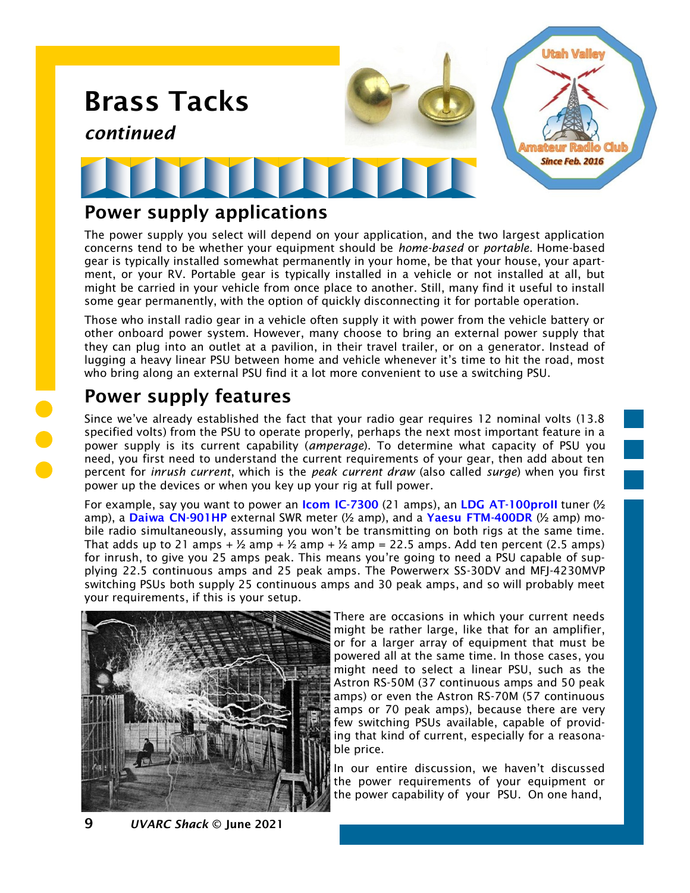# Brass Tacks

*continued*

## Power supply applications

The power supply you select will depend on your application, and the two largest application concerns tend to be whether your equipment should be *home-based* or *portable*. Home-based gear is typically installed somewhat permanently in your home, be that your house, your apartment, or your RV. Portable gear is typically installed in a vehicle or not installed at all, but might be carried in your vehicle from once place to another. Still, many find it useful to install some gear permanently, with the option of quickly disconnecting it for portable operation.

Those who install radio gear in a vehicle often supply it with power from the vehicle battery or other onboard power system. However, many choose to bring an external power supply that they can plug into an outlet at a pavilion, in their travel trailer, or on a generator. Instead of lugging a heavy linear PSU between home and vehicle whenever it's time to hit the road, most who bring along an external PSU find it a lot more convenient to use a switching PSU.

## Power supply features

Since we've already established the fact that your radio gear requires 12 nominal volts (13.8 specified volts) from the PSU to operate properly, perhaps the next most important feature in a power supply is its current capability (*amperage*). To determine what capacity of PSU you need, you first need to understand the current requirements of your gear, then add about ten percent for *inrush current*, which is the *peak current draw* (also called *surge*) when you first power up the devices or when you key up your rig at full power.

For example, say you want to power an **Icom IC-7300** (21 amps), an **LDG AT-100proII** tuner (½ amp), a **Daiwa CN-901HP** external SWR meter (½ amp), and a **Yaesu FTM-400DR** (½ amp) mobile radio simultaneously, assuming you won't be transmitting on both rigs at the same time. That adds up to 21 amps + ½ amp + ½ amp + ½ amp = 22.5 amps. Add ten percent (2.5 amps) for inrush, to give you 25 amps peak. This means you're going to need a PSU capable of supplying 22.5 continuous amps and 25 peak amps. The Powerwerx SS-30DV and MFJ-4230MVP switching PSUs both supply 25 continuous amps and 30 peak amps, and so will probably meet your requirements, if this is your setup.

There are occasions in which your current needs might be rather large, like that for an amplifier, or for a larger array of equipment that must be powered all at the same time. In those cases, you might need to select a linear PSU, such as the Astron RS-50M (37 continuous amps and 50 peak amps) or even the Astron RS-70M (57 continuous amps or 70 peak amps), because there are very few switching PSUs available, capable of providing that kind of current, especially for a reasonable price.

In our entire discussion, we haven't discussed the power requirements of your equipment or the power capability of your PSU. On one hand,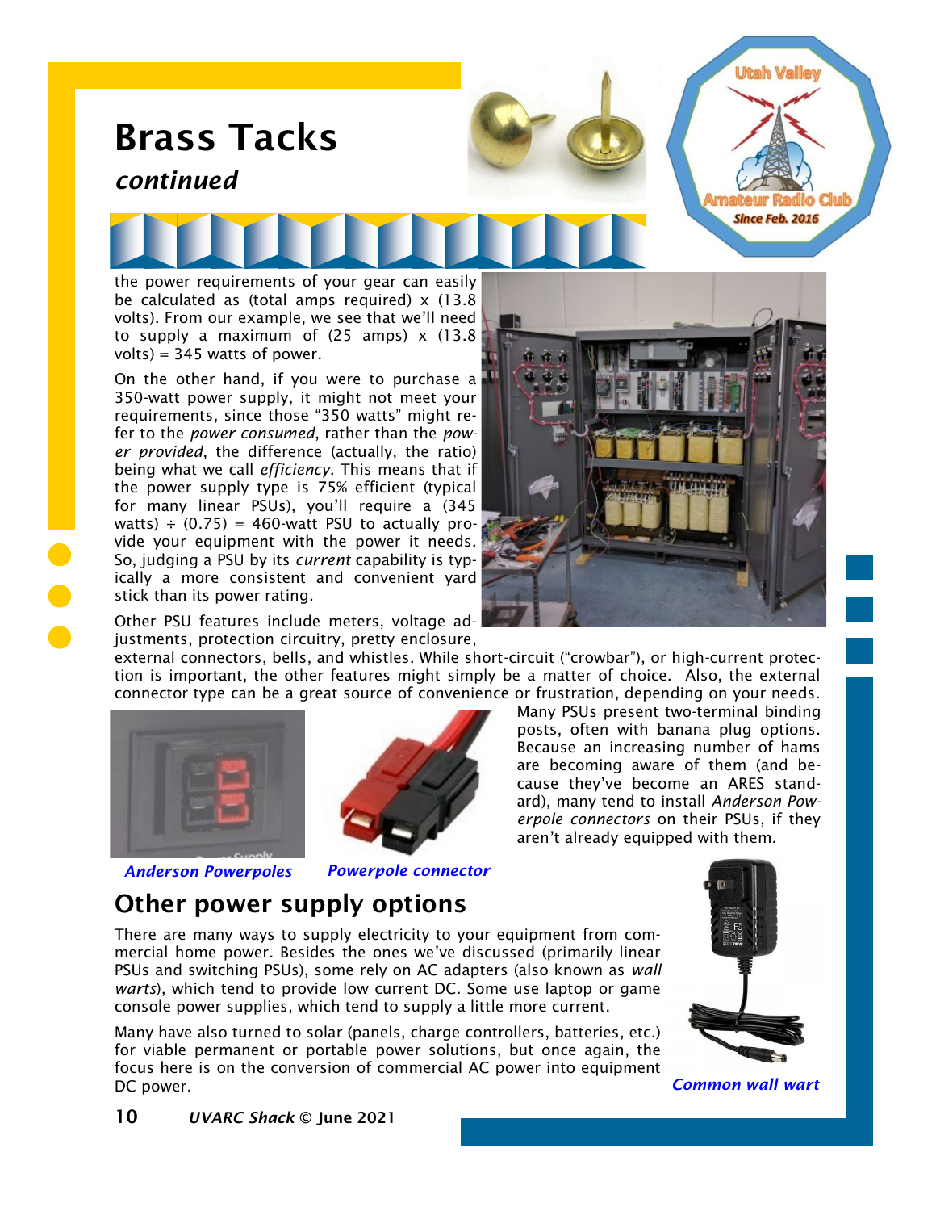# Brass Tacks

*continued*

the power requirements of your gear can easily be calculated as (total amps required) x (13.8 volts). From our example, we see that we'll need to supply a maximum of (25 amps) x (13.8 volts) = 345 watts of power.

On the other hand, if you were to purchase a 350-watt power supply, it might not meet your requirements, since those "350 watts" might refer to the *power consumed*, rather than the *power provided*, the difference (actually, the ratio) being what we call *efficiency*. This means that if the power supply type is 75% efficient (typical for many linear PSUs), you'll require a (345 watts) ÷ (0.75) = 460-watt PSU to actually provide your equipment with the power it needs. So, judging a PSU by its *current* capability is typically a more consistent and convenient yard stick than its power rating.

Other PSU features include meters, voltage adjustments, protection circuitry, pretty enclosure, external connectors, bells, and whistles. While short-circuit ("crowbar"), or high-current protection is important, the other features might simply be a matter of choice. Also, the external connector type can be a great source of convenience or frustration, depending on your needs. Many PSUs present two-terminal binding posts, often with banana plug options. Because an increasing number of hams are becoming aware of them (and because they've become an ARES standard), many tend to install *Anderson Powerpole connectors* on their PSUs, if they aren't already equipped with them.

*Anderson Powerpoles*

*Powerpole connector*

## Other power supply options

There are many ways to supply electricity to your equipment from commercial home power. Besides the ones we've discussed (primarily linear PSUs and switching PSUs), some rely on AC adapters (also known as *wall warts*), which tend to provide low current DC. Some use laptop or game console power supplies, which tend to supply a little more current.

Many have also turned to solar (panels, charge controllers, batteries, etc.) for viable permanent or portable power solutions, but once again, the focus here is on the conversion of commercial AC power into equipment DC power.

*Common wall wart*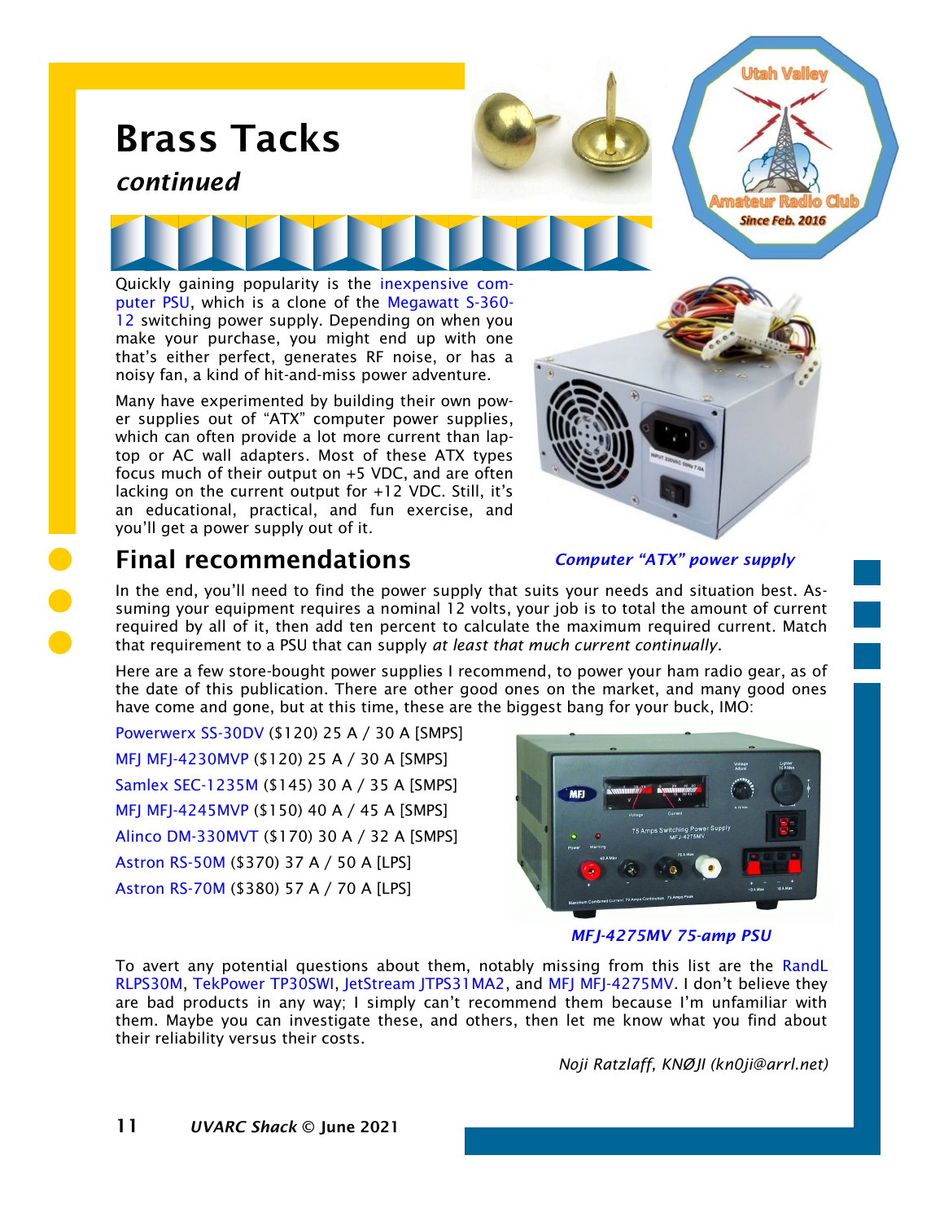# Brass Tacks

*continued*

Quickly gaining popularity is the inexpensive computer PSU, which is a clone of the Megawatt S-360-12 switching power supply. Depending on when you make your purchase, you might end up with one that's either perfect, generates RF noise, or has a noisy fan, a kind of hit-and-miss power adventure.

Many have experimented by building their own power supplies out of "ATX" computer power supplies, which can often provide a lot more current than laptop or AC wall adapters. Most of these ATX types focus much of their output on +5 VDC, and are often lacking on the current output for +12 VDC. Still, it's an educational, practical, and fun exercise, and you'll get a power supply out of it.

*Computer "ATX" power supply*

## Final recommendations

In the end, you'll need to find the power supply that suits your needs and situation best. Assuming your equipment requires a nominal 12 volts, your job is to total the amount of current required by all of it, then add ten percent to calculate the maximum required current. Match that requirement to a PSU that can supply *at least that much current continually*.

Here are a few store-bought power supplies I recommend, to power your ham radio gear, as of the date of this publication. There are other good ones on the market, and many good ones have come and gone, but at this time, these are the biggest bang for your buck, IMO:

Powerwerx SS-30DV ($120) 25 A / 30 A [SMPS]
MFJ MFJ-4230MVP ($120) 25 A / 30 A [SMPS]
Samlex SEC-1235M ($145) 30 A / 35 A [SMPS]
MFJ MFJ-4245MVP ($150) 40 A / 45 A [SMPS]
Alinco DM-330MVT ($170) 30 A / 32 A [SMPS]
Astron RS-50M ($370) 37 A / 50 A [LPS]
Astron RS-70M ($380) 57 A / 70 A [LPS]

*MFJ-4275MV 75-amp PSU*

To avert any potential questions about them, notably missing from this list are the RandL RLPS30M, TekPower TP30SWI, JetStream JTPS31MA2, and MFJ MFJ-4275MV. I don't believe they are bad products in any way; I simply can't recommend them because I'm unfamiliar with them. Maybe you can investigate these, and others, then let me know what you find about their reliability versus their costs.

*Noji Ratzlaff, KNØJI (kn0ji@arrl.net)*